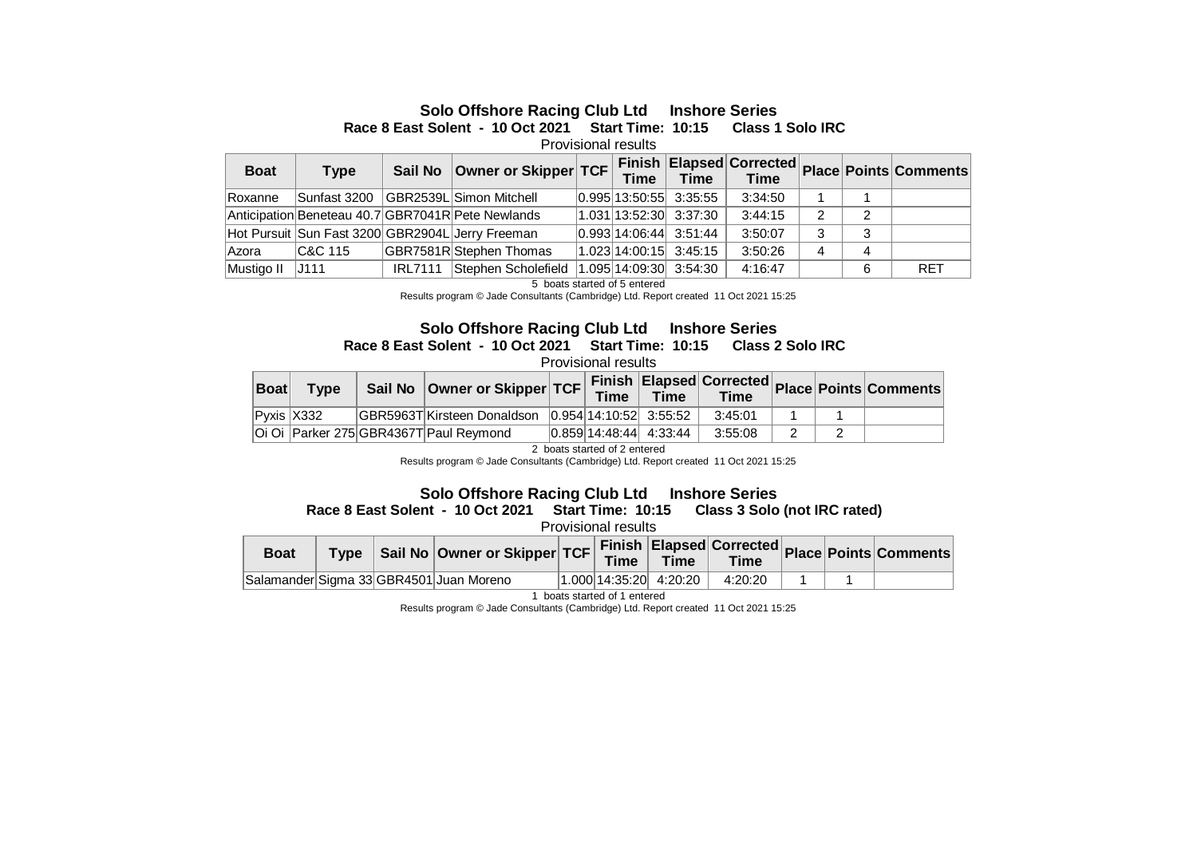## Solo Offshore Racing Club Ltd Inshore Series

**Race 8 East Solent - 10 Oct 2021 Start Time: 10:15 Class 1 Solo IRC**

Provisional results

| Boat | Type | Sail No | Owner or Skipper | TCF | Finish Time | Elapsed Time | Corrected Time | Place | Points | Comments |
|---|---|---|---|---|---|---|---|---|---|---|
| Roxanne | Sunfast 3200 | GBR2539L | Simon Mitchell | 0.995 | 13:50:55 | 3:35:55 | 3:34:50 | 1 | 1 | |
| Anticipation | Beneteau 40.7 | GBR7041R | Pete Newlands | 1.031 | 13:52:30 | 3:37:30 | 3:44:15 | 2 | 2 | |
| Hot Pursuit | Sun Fast 3200 | GBR2904L | Jerry Freeman | 0.993 | 14:06:44 | 3:51:44 | 3:50:07 | 3 | 3 | |
| Azora | C&C 115 | GBR7581R | Stephen Thomas | 1.023 | 14:00:15 | 3:45:15 | 3:50:26 | 4 | 4 | |
| Mustigo II | J111 | IRL7111 | Stephen Scholefield | 1.095 | 14:09:30 | 3:54:30 | 4:16:47 | | 6 | RET |

5 boats started of 5 entered

Results program © Jade Consultants (Cambridge) Ltd. Report created 11 Oct 2021 15:25

## Solo Offshore Racing Club Ltd Inshore Series

**Race 8 East Solent - 10 Oct 2021 Start Time: 10:15 Class 2 Solo IRC**

Provisional results

| Boat | Type | Sail No | Owner or Skipper | TCF | Finish Time | Elapsed Time | Corrected Time | Place | Points | Comments |
|---|---|---|---|---|---|---|---|---|---|---|
| Pyxis | X332 | GBR5963T | Kirsteen Donaldson | 0.954 | 14:10:52 | 3:55:52 | 3:45:01 | 1 | 1 | |
| Oi Oi | Parker 275 | GBR4367T | Paul Reymond | 0.859 | 14:48:44 | 4:33:44 | 3:55:08 | 2 | 2 | |

2 boats started of 2 entered

Results program © Jade Consultants (Cambridge) Ltd. Report created 11 Oct 2021 15:25

## Solo Offshore Racing Club Ltd Inshore Series

**Race 8 East Solent - 10 Oct 2021 Start Time: 10:15 Class 3 Solo (not IRC rated)**

Provisional results

| Boat | Type | Sail No | Owner or Skipper | TCF | Finish Time | Elapsed Time | Corrected Time | Place | Points | Comments |
|---|---|---|---|---|---|---|---|---|---|---|
| Salamander | Sigma 33 | GBR4501 | Juan Moreno | 1.000 | 14:35:20 | 4:20:20 | 4:20:20 | 1 | 1 | |

1 boats started of 1 entered

Results program © Jade Consultants (Cambridge) Ltd. Report created 11 Oct 2021 15:25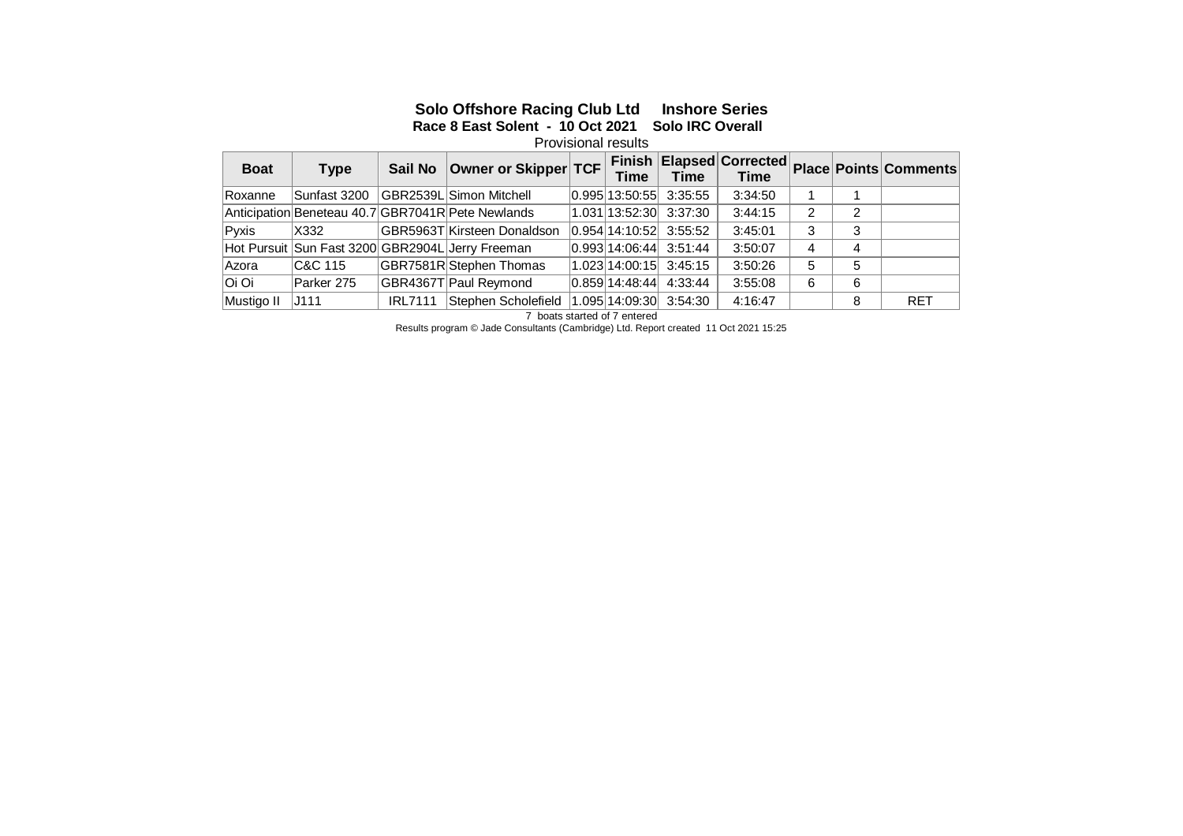**Solo Offshore Racing Club Ltd    Inshore Series**

**Race 8 East Solent - 10 Oct 2021    Solo IRC Overall**

Provisional results

| Boat | Type | Sail No | Owner or Skipper | TCF | Finish Time | Elapsed Time | Corrected Time | Place | Points | Comments |
|---|---|---|---|---|---|---|---|---|---|---|
| Roxanne | Sunfast 3200 | GBR2539L | Simon Mitchell | 0.995 | 13:50:55 | 3:35:55 | 3:34:50 | 1 | 1 | |
| Anticipation | Beneteau 40.7 | GBR7041R | Pete Newlands | 1.031 | 13:52:30 | 3:37:30 | 3:44:15 | 2 | 2 | |
| Pyxis | X332 | GBR5963T | Kirsteen Donaldson | 0.954 | 14:10:52 | 3:55:52 | 3:45:01 | 3 | 3 | |
| Hot Pursuit | Sun Fast 3200 | GBR2904L | Jerry Freeman | 0.993 | 14:06:44 | 3:51:44 | 3:50:07 | 4 | 4 | |
| Azora | C&C 115 | GBR7581R | Stephen Thomas | 1.023 | 14:00:15 | 3:45:15 | 3:50:26 | 5 | 5 | |
| Oi Oi | Parker 275 | GBR4367T | Paul Reymond | 0.859 | 14:48:44 | 4:33:44 | 3:55:08 | 6 | 6 | |
| Mustigo II | J111 | IRL7111 | Stephen Scholefield | 1.095 | 14:09:30 | 3:54:30 | 4:16:47 | | 8 | RET |

7 boats started of 7 entered

Results program © Jade Consultants (Cambridge) Ltd. Report created 11 Oct 2021 15:25